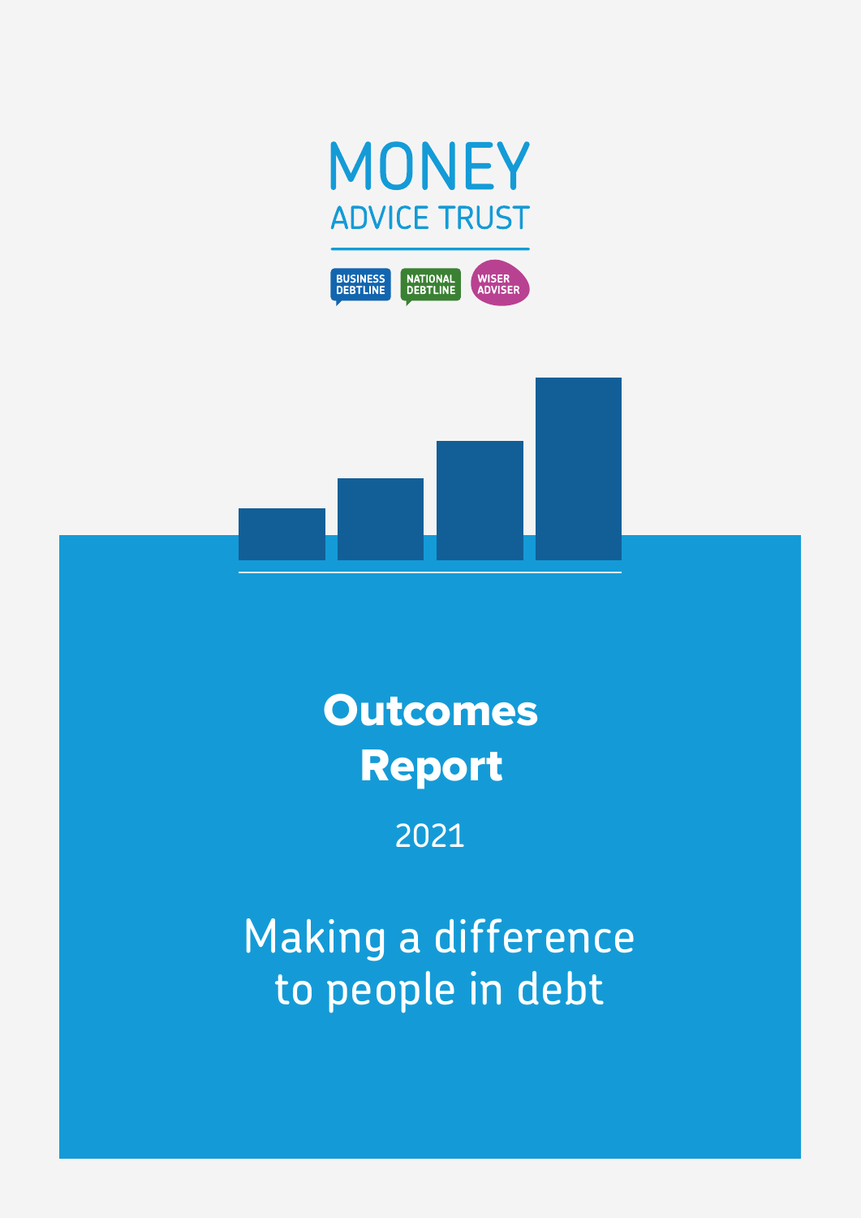MONEY ADVICE TRUST

BUSINESS DEBTLINE

NATIONAL DEBTLINE

WISER ADVISER

# Outcomes Report

2021

Making a difference to people in debt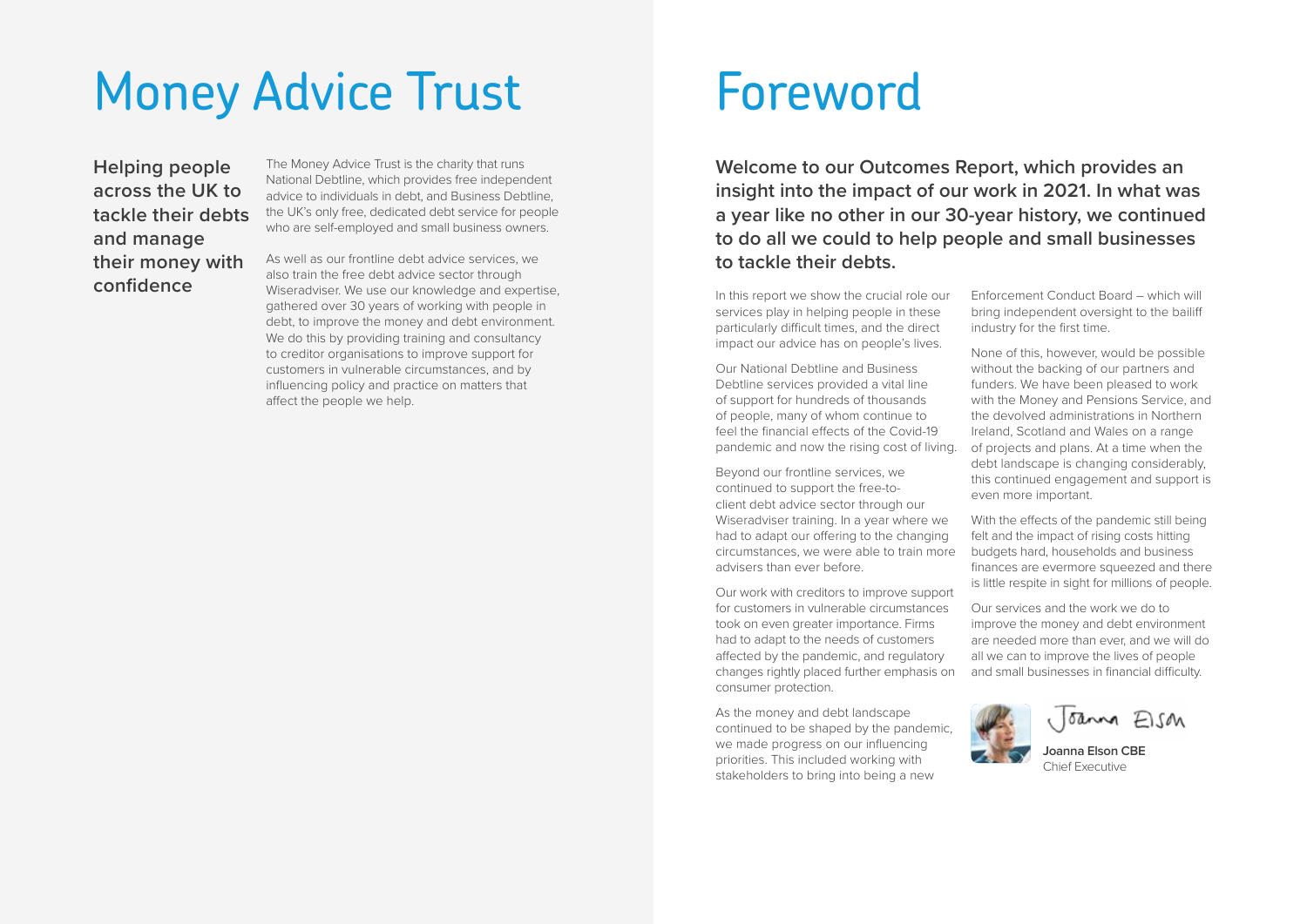# Money Advice Trust

**Helping people across the UK to tackle their debts and manage their money with confidence**

The Money Advice Trust is the charity that runs National Debtline, which provides free independent advice to individuals in debt, and Business Debtline, the UK's only free, dedicated debt service for people who are self-employed and small business owners.

As well as our frontline debt advice services, we also train the free debt advice sector through Wiseradviser. We use our knowledge and expertise, gathered over 30 years of working with people in debt, to improve the money and debt environment. We do this by providing training and consultancy to creditor organisations to improve support for customers in vulnerable circumstances, and by influencing policy and practice on matters that affect the people we help.

# Foreword

**Welcome to our Outcomes Report, which provides an insight into the impact of our work in 2021. In what was a year like no other in our 30-year history, we continued to do all we could to help people and small businesses to tackle their debts.**

In this report we show the crucial role our services play in helping people in these particularly difficult times, and the direct impact our advice has on people's lives.

Our National Debtline and Business Debtline services provided a vital line of support for hundreds of thousands of people, many of whom continue to feel the financial effects of the Covid-19 pandemic and now the rising cost of living.

Beyond our frontline services, we continued to support the free-to-client debt advice sector through our Wiseradviser training. In a year where we had to adapt our offering to the changing circumstances, we were able to train more advisers than ever before.

Our work with creditors to improve support for customers in vulnerable circumstances took on even greater importance. Firms had to adapt to the needs of customers affected by the pandemic, and regulatory changes rightly placed further emphasis on consumer protection.

As the money and debt landscape continued to be shaped by the pandemic, we made progress on our influencing priorities. This included working with stakeholders to bring into being a new Enforcement Conduct Board – which will bring independent oversight to the bailiff industry for the first time.

None of this, however, would be possible without the backing of our partners and funders. We have been pleased to work with the Money and Pensions Service, and the devolved administrations in Northern Ireland, Scotland and Wales on a range of projects and plans. At a time when the debt landscape is changing considerably, this continued engagement and support is even more important.

With the effects of the pandemic still being felt and the impact of rising costs hitting budgets hard, households and business finances are evermore squeezed and there is little respite in sight for millions of people.

Our services and the work we do to improve the money and debt environment are needed more than ever, and we will do all we can to improve the lives of people and small businesses in financial difficulty.

**Joanna Elson CBE**
Chief Executive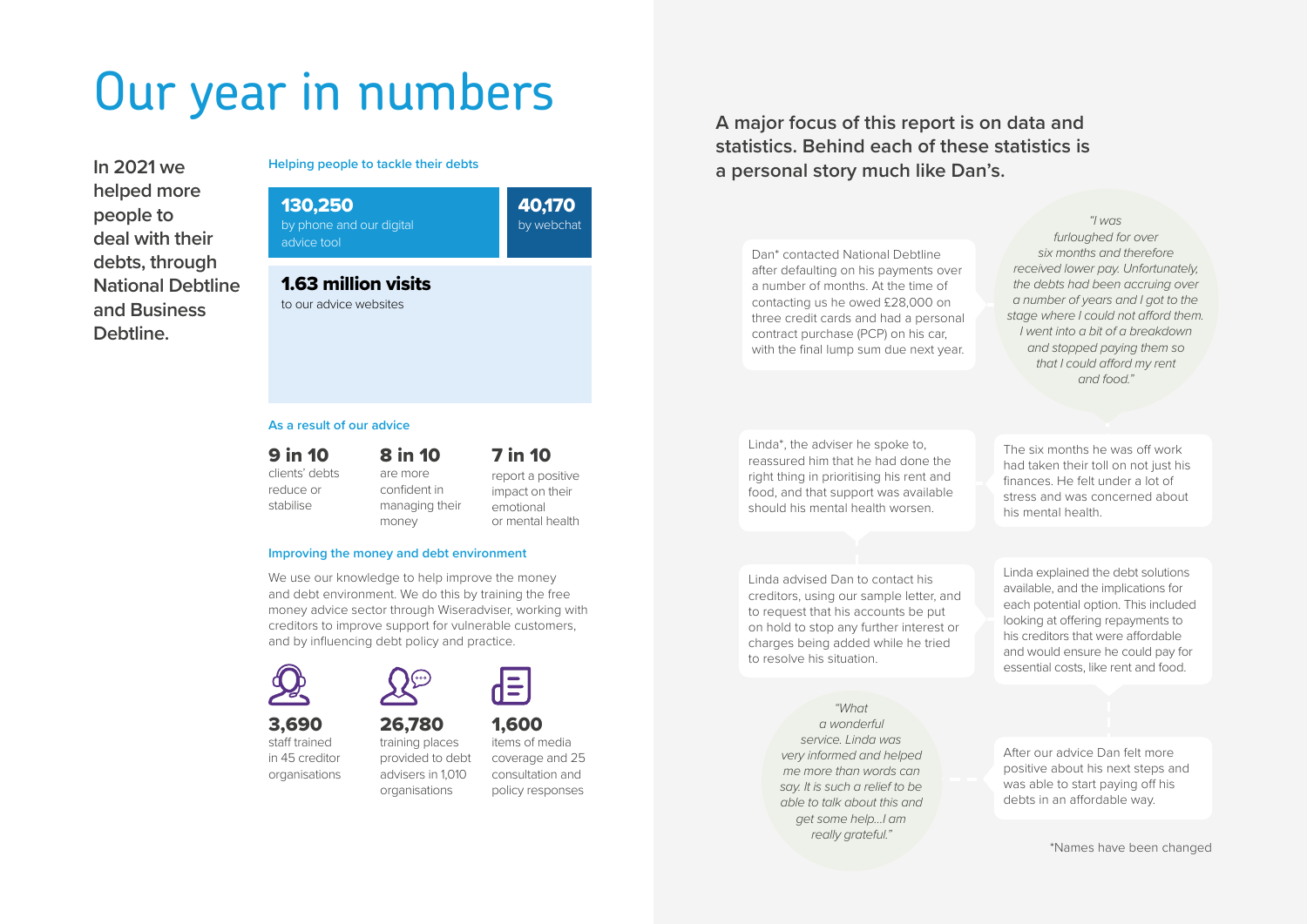# Our year in numbers

**In 2021 we helped more people to deal with their debts, through National Debtline and Business Debtline.**

### Helping people to tackle their debts

**130,250**
by phone and our digital advice tool

**40,170**
by webchat

**1.63 million visits**
to our advice websites

### As a result of our advice

**9 in 10**
clients' debts reduce or stabilise

**8 in 10**
are more confident in managing their money

**7 in 10**
report a positive impact on their emotional or mental health

### Improving the money and debt environment

We use our knowledge to help improve the money and debt environment. We do this by training the free money advice sector through Wiseradviser, working with creditors to improve support for vulnerable customers, and by influencing debt policy and practice.

**3,690**
staff trained in 45 creditor organisations

**26,780**
training places provided to debt advisers in 1,010 organisations

**1,600**
items of media coverage and 25 consultation and policy responses

**A major focus of this report is on data and statistics. Behind each of these statistics is a personal story much like Dan's.**

Dan* contacted National Debtline after defaulting on his payments over a number of months. At the time of contacting us he owed £28,000 on three credit cards and had a personal contract purchase (PCP) on his car, with the final lump sum due next year.

*"I was furloughed for over six months and therefore received lower pay. Unfortunately, the debts had been accruing over a number of years and I got to the stage where I could not afford them. I went into a bit of a breakdown and stopped paying them so that I could afford my rent and food."*

The six months he was off work had taken their toll on not just his finances. He felt under a lot of stress and was concerned about his mental health.

Linda*, the adviser he spoke to, reassured him that he had done the right thing in prioritising his rent and food, and that support was available should his mental health worsen.

Linda explained the debt solutions available, and the implications for each potential option. This included looking at offering repayments to his creditors that were affordable and would ensure he could pay for essential costs, like rent and food.

Linda advised Dan to contact his creditors, using our sample letter, and to request that his accounts be put on hold to stop any further interest or charges being added while he tried to resolve his situation.

After our advice Dan felt more positive about his next steps and was able to start paying off his debts in an affordable way.

*"What a wonderful service. Linda was very informed and helped me more than words can say. It is such a relief to be able to talk about this and get some help...I am really grateful."*

*Names have been changed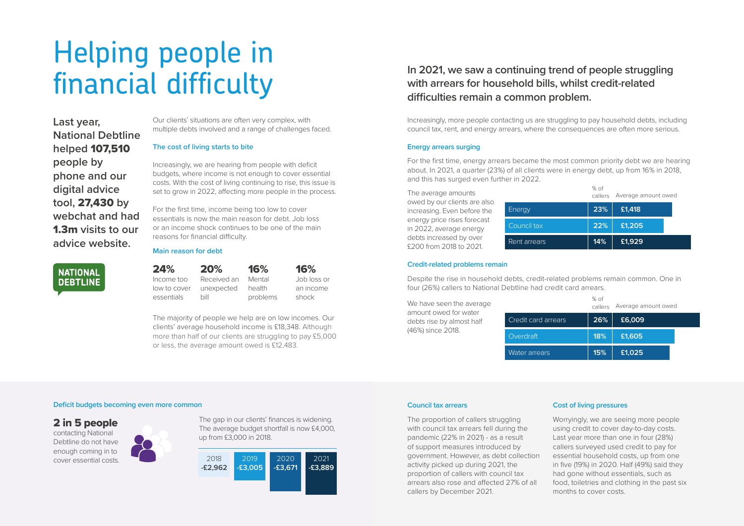# Helping people in financial difficulty

**Last year, National Debtline helped 107,510 people by phone and our digital advice tool, 27,430 by webchat and had 1.3m visits to our advice website.**

NATIONAL DEBTLINE

Our clients' situations are often very complex, with multiple debts involved and a range of challenges faced.

### The cost of living starts to bite

Increasingly, we are hearing from people with deficit budgets, where income is not enough to cover essential costs. With the cost of living continuing to rise, this issue is set to grow in 2022, affecting more people in the process.

For the first time, income being too low to cover essentials is now the main reason for debt. Job loss or an income shock continues to be one of the main reasons for financial difficulty.

### Main reason for debt

| 24% | 20% | 16% | 16% |
|---|---|---|---|
| Income too low to cover essentials | Received an unexpected bill | Mental health problems | Job loss or an income shock |

The majority of people we help are on low incomes. Our clients' average household income is £18,348. Although more than half of our clients are struggling to pay £5,000 or less, the average amount owed is £12,483.

## In 2021, we saw a continuing trend of people struggling with arrears for household bills, whilst credit-related difficulties remain a common problem.

Increasingly, more people contacting us are struggling to pay household debts, including council tax, rent, and energy arrears, where the consequences are often more serious.

### Energy arrears surging

For the first time, energy arrears became the most common priority debt we are hearing about. In 2021, a quarter (23%) of all clients were in energy debt, up from 16% in 2018, and this has surged even further in 2022.

The average amounts owed by our clients are also increasing. Even before the energy price rises forecast in 2022, average energy debts increased by over £200 from 2018 to 2021.

| | % of callers | Average amount owed |
|---|---|---|
| Energy | 23% | £1,418 |
| Council tax | 22% | £1,205 |
| Rent arrears | 14% | £1,929 |

### Credit-related problems remain

Despite the rise in household debts, credit-related problems remain common. One in four (26%) callers to National Debtline had credit card arrears.

We have seen the average amount owed for water debts rise by almost half (46%) since 2018.

| | % of callers | Average amount owed |
|---|---|---|
| Credit card arrears | 26% | £6,009 |
| Overdraft | 18% | £1,605 |
| Water arrears | 15% | £1,025 |

### Deficit budgets becoming even more common

**2 in 5 people** contacting National Debtline do not have enough coming in to cover essential costs.

The gap in our clients' finances is widening. The average budget shortfall is now £4,000, up from £3,000 in 2018.

| 2018 | 2019 | 2020 | 2021 |
|---|---|---|---|
| -£2,962 | -£3,005 | -£3,671 | -£3,889 |

### Council tax arrears

The proportion of callers struggling with council tax arrears fell during the pandemic (22% in 2021) - as a result of support measures introduced by government. However, as debt collection activity picked up during 2021, the proportion of callers with council tax arrears also rose and affected 27% of all callers by December 2021.

### Cost of living pressures

Worryingly, we are seeing more people using credit to cover day-to-day costs. Last year more than one in four (28%) callers surveyed used credit to pay for essential household costs, up from one in five (19%) in 2020. Half (49%) said they had gone without essentials, such as food, toiletries and clothing in the past six months to cover costs.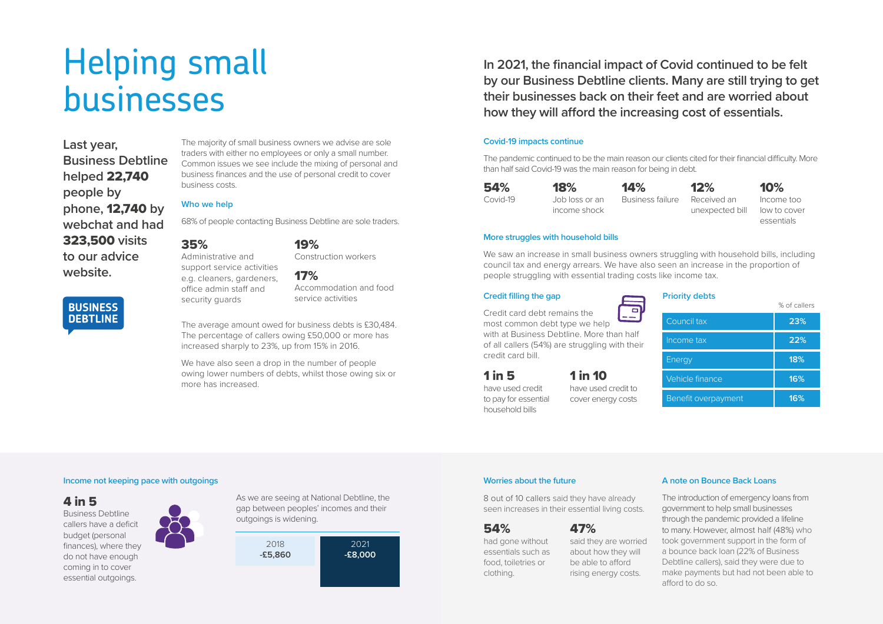# Helping small businesses

**Last year, Business Debtline helped 22,740 people by phone, 12,740 by webchat and had 323,500 visits to our advice website.**

BUSINESS DEBTLINE

The majority of small business owners we advise are sole traders with either no employees or only a small number. Common issues we see include the mixing of personal and business finances and the use of personal credit to cover business costs.

### Who we help

68% of people contacting Business Debtline are sole traders.

**35%**
Administrative and support service activities e.g. cleaners, gardeners, office admin staff and security guards

**19%**
Construction workers

**17%**
Accommodation and food service activities

The average amount owed for business debts is £30,484. The percentage of callers owing £50,000 or more has increased sharply to 23%, up from 15% in 2016.

We have also seen a drop in the number of people owing lower numbers of debts, whilst those owing six or more has increased.

**In 2021, the financial impact of Covid continued to be felt by our Business Debtline clients. Many are still trying to get their businesses back on their feet and are worried about how they will afford the increasing cost of essentials.**

### Covid-19 impacts continue

The pandemic continued to be the main reason our clients cited for their financial difficulty. More than half said Covid-19 was the main reason for being in debt.

- **54%** Covid-19
- **18%** Job loss or an income shock
- **14%** Business failure
- **12%** Received an unexpected bill
- **10%** Income too low to cover essentials

### More struggles with household bills

We saw an increase in small business owners struggling with household bills, including council tax and energy arrears. We have also seen an increase in the proportion of people struggling with essential trading costs like income tax.

### Credit filling the gap

Credit card debt remains the most common debt type we help with at Business Debtline. More than half of all callers (54%) are struggling with their credit card bill.

**1 in 5**
have used credit to pay for essential household bills

**1 in 10**
have used credit to cover energy costs

### Priority debts

| | % of callers |
|---|---|
| Council tax | 23% |
| Income tax | 22% |
| Energy | 18% |
| Vehicle finance | 16% |
| Benefit overpayment | 16% |

### Income not keeping pace with outgoings

**4 in 5**
Business Debtline callers have a deficit budget (personal finances), where they do not have enough coming in to cover essential outgoings.

As we are seeing at National Debtline, the gap between peoples' incomes and their outgoings is widening.

| 2018 | 2021 |
|---|---|
| -£5,860 | -£8,000 |

### Worries about the future

8 out of 10 callers said they have already seen increases in their essential living costs.

**54%**
had gone without essentials such as food, toiletries or clothing.

**47%**
said they are worried about how they will be able to afford rising energy costs.

### A note on Bounce Back Loans

The introduction of emergency loans from government to help small businesses through the pandemic provided a lifeline to many. However, almost half (48%) who took government support in the form of a bounce back loan (22% of Business Debtline callers), said they were due to make payments but had not been able to afford to do so.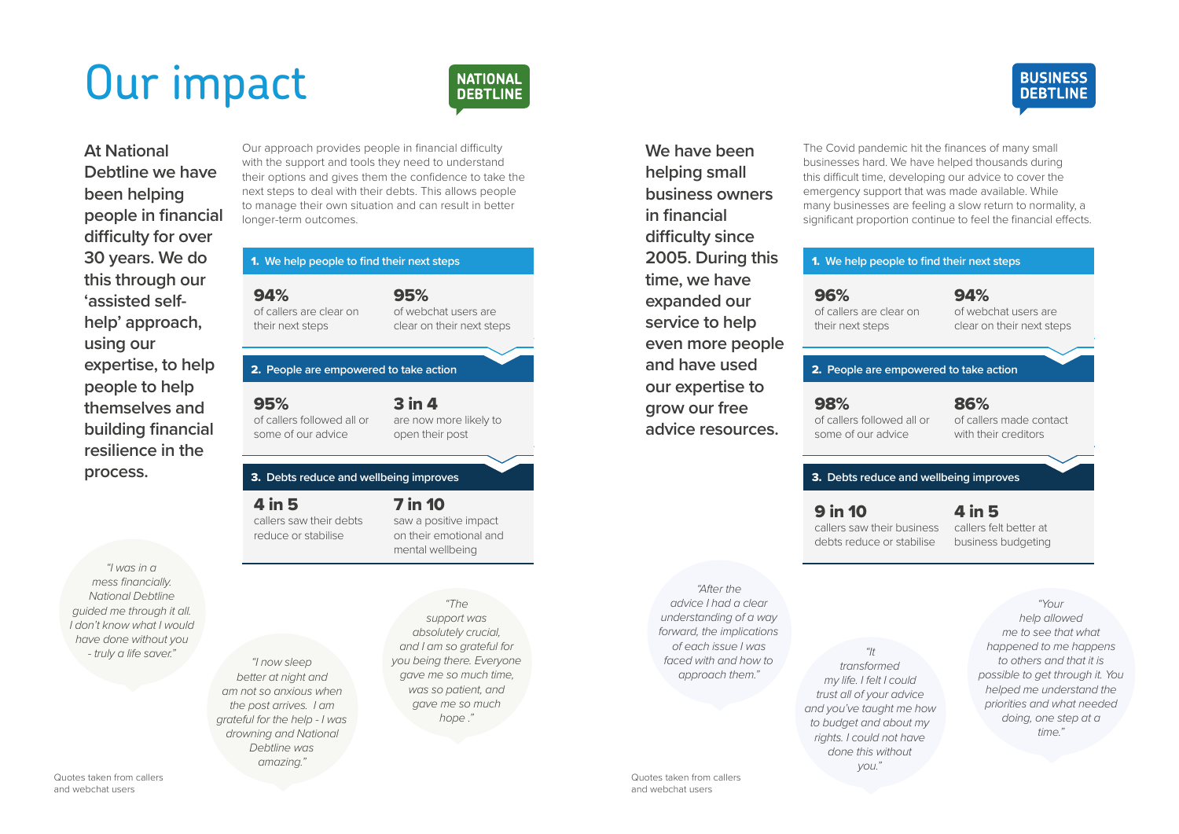# Our impact

## NATIONAL DEBTLINE

**At National Debtline we have been helping people in financial difficulty for over 30 years. We do this through our 'assisted self-help' approach, using our expertise, to help people to help themselves and building financial resilience in the process.**

Our approach provides people in financial difficulty with the support and tools they need to understand their options and gives them the confidence to take the next steps to deal with their debts. This allows people to manage their own situation and can result in better longer-term outcomes.

### 1. We help people to find their next steps

**94%**
of callers are clear on their next steps

**95%**
of webchat users are clear on their next steps

### 2. People are empowered to take action

**95%**
of callers followed all or some of our advice

**3 in 4**
are now more likely to open their post

### 3. Debts reduce and wellbeing improves

**4 in 5**
callers saw their debts reduce or stabilise

**7 in 10**
saw a positive impact on their emotional and mental wellbeing

*"I was in a mess financially. National Debtline guided me through it all. I don't know what I would have done without you - truly a life saver."*

*"I now sleep better at night and am not so anxious when the post arrives. I am grateful for the help - I was drowning and National Debtline was amazing."*

*"The support was absolutely crucial, and I am so grateful for you being there. Everyone gave me so much time, was so patient, and gave me so much hope ."*

Quotes taken from callers and webchat users

## BUSINESS DEBTLINE

**We have been helping small business owners in financial difficulty since 2005. During this time, we have expanded our service to help even more people and have used our expertise to grow our free advice resources.**

The Covid pandemic hit the finances of many small businesses hard. We have helped thousands during this difficult time, developing our advice to cover the emergency support that was made available. While many businesses are feeling a slow return to normality, a significant proportion continue to feel the financial effects.

### 1. We help people to find their next steps

**96%**
of callers are clear on their next steps

**94%**
of webchat users are clear on their next steps

### 2. People are empowered to take action

**98%**
of callers followed all or some of our advice

**86%**
of callers made contact with their creditors

### 3. Debts reduce and wellbeing improves

**9 in 10**
callers saw their business debts reduce or stabilise

**4 in 5**
callers felt better at business budgeting

*"After the advice I had a clear understanding of a way forward, the implications of each issue I was faced with and how to approach them."*

*"It transformed my life. I felt I could trust all of your advice and you've taught me how to budget and about my rights. I could not have done this without you."*

*"Your help allowed me to see that what happened to me happens to others and that it is possible to get through it. You helped me understand the priorities and what needed doing, one step at a time."*

Quotes taken from callers and webchat users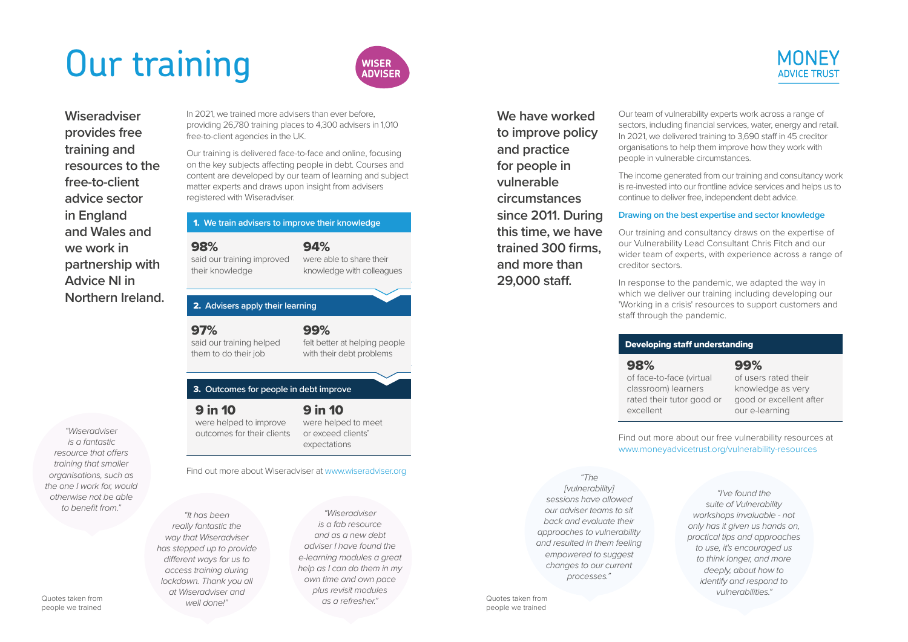# Our training

WISER ADVISER

**Wiseradviser provides free training and resources to the free-to-client advice sector in England and Wales and we work in partnership with Advice NI in Northern Ireland.**

In 2021, we trained more advisers than ever before, providing 26,780 training places to 4,300 advisers in 1,010 free-to-client agencies in the UK.

Our training is delivered face-to-face and online, focusing on the key subjects affecting people in debt. Courses and content are developed by our team of learning and subject matter experts and draws upon insight from advisers registered with Wiseradviser.

**1. We train advisers to improve their knowledge**

**98%** said our training improved their knowledge

**94%** were able to share their knowledge with colleagues

**2. Advisers apply their learning**

**97%** said our training helped them to do their job

**99%** felt better at helping people with their debt problems

**3. Outcomes for people in debt improve**

**9 in 10** were helped to improve outcomes for their clients

**9 in 10** were helped to meet or exceed clients' expectations

Find out more about Wiseradviser at www.wiseradviser.org

*"Wiseradviser is a fantastic resource that offers training that smaller organisations, such as the one I work for, would otherwise not be able to benefit from."*

*"It has been really fantastic the way that Wiseradviser has stepped up to provide different ways for us to access training during lockdown. Thank you all at Wiseradviser and well done!"*

*"Wiseradviser is a fab resource and as a new debt adviser I have found the e-learning modules a great help as I can do them in my own time and own pace plus revisit modules as a refresher."*

Quotes taken from people we trained

MONEY ADVICE TRUST

**We have worked to improve policy and practice for people in vulnerable circumstances since 2011. During this time, we have trained 300 firms, and more than 29,000 staff.**

Our team of vulnerability experts work across a range of sectors, including financial services, water, energy and retail. In 2021, we delivered training to 3,690 staff in 45 creditor organisations to help them improve how they work with people in vulnerable circumstances.

The income generated from our training and consultancy work is re-invested into our frontline advice services and helps us to continue to deliver free, independent debt advice.

### Drawing on the best expertise and sector knowledge

Our training and consultancy draws on the expertise of our Vulnerability Lead Consultant Chris Fitch and our wider team of experts, with experience across a range of creditor sectors.

In response to the pandemic, we adapted the way in which we deliver our training including developing our 'Working in a crisis' resources to support customers and staff through the pandemic.

**Developing staff understanding**

**98%** of face-to-face (virtual classroom) learners rated their tutor good or excellent

**99%** of users rated their knowledge as very good or excellent after our e-learning

Find out more about our free vulnerability resources at www.moneyadvicetrust.org/vulnerability-resources

*"The [vulnerability] sessions have allowed our adviser teams to sit back and evaluate their approaches to vulnerability and resulted in them feeling empowered to suggest changes to our current processes."*

*"I've found the suite of Vulnerability workshops invaluable - not only has it given us hands on, practical tips and approaches to use, it's encouraged us to think longer, and more deeply, about how to identify and respond to vulnerabilities."*

Quotes taken from people we trained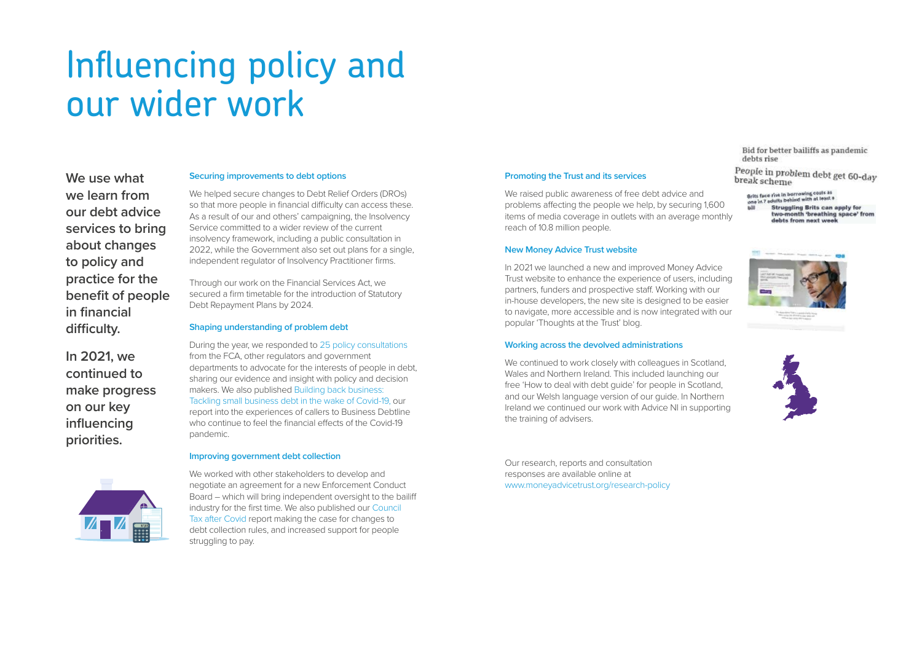# Influencing policy and our wider work

**We use what we learn from our debt advice services to bring about changes to policy and practice for the benefit of people in financial difficulty.**

**In 2021, we continued to make progress on our key influencing priorities.**

### Securing improvements to debt options

We helped secure changes to Debt Relief Orders (DROs) so that more people in financial difficulty can access these. As a result of our and others' campaigning, the Insolvency Service committed to a wider review of the current insolvency framework, including a public consultation in 2022, while the Government also set out plans for a single, independent regulator of Insolvency Practitioner firms.

Through our work on the Financial Services Act, we secured a firm timetable for the introduction of Statutory Debt Repayment Plans by 2024.

### Shaping understanding of problem debt

During the year, we responded to 25 policy consultations from the FCA, other regulators and government departments to advocate for the interests of people in debt, sharing our evidence and insight with policy and decision makers. We also published Building back business: Tackling small business debt in the wake of Covid-19, our report into the experiences of callers to Business Debtline who continue to feel the financial effects of the Covid-19 pandemic.

### Improving government debt collection

We worked with other stakeholders to develop and negotiate an agreement for a new Enforcement Conduct Board – which will bring independent oversight to the bailiff industry for the first time. We also published our Council Tax after Covid report making the case for changes to debt collection rules, and increased support for people struggling to pay.

### Promoting the Trust and its services

We raised public awareness of free debt advice and problems affecting the people we help, by securing 1,600 items of media coverage in outlets with an average monthly reach of 10.8 million people.

### New Money Advice Trust website

In 2021 we launched a new and improved Money Advice Trust website to enhance the experience of users, including partners, funders and prospective staff. Working with our in-house developers, the new site is designed to be easier to navigate, more accessible and is now integrated with our popular 'Thoughts at the Trust' blog.

### Working across the devolved administrations

We continued to work closely with colleagues in Scotland, Wales and Northern Ireland. This included launching our free 'How to deal with debt guide' for people in Scotland, and our Welsh language version of our guide. In Northern Ireland we continued our work with Advice NI in supporting the training of advisers.

Our research, reports and consultation responses are available online at www.moneyadvicetrust.org/research-policy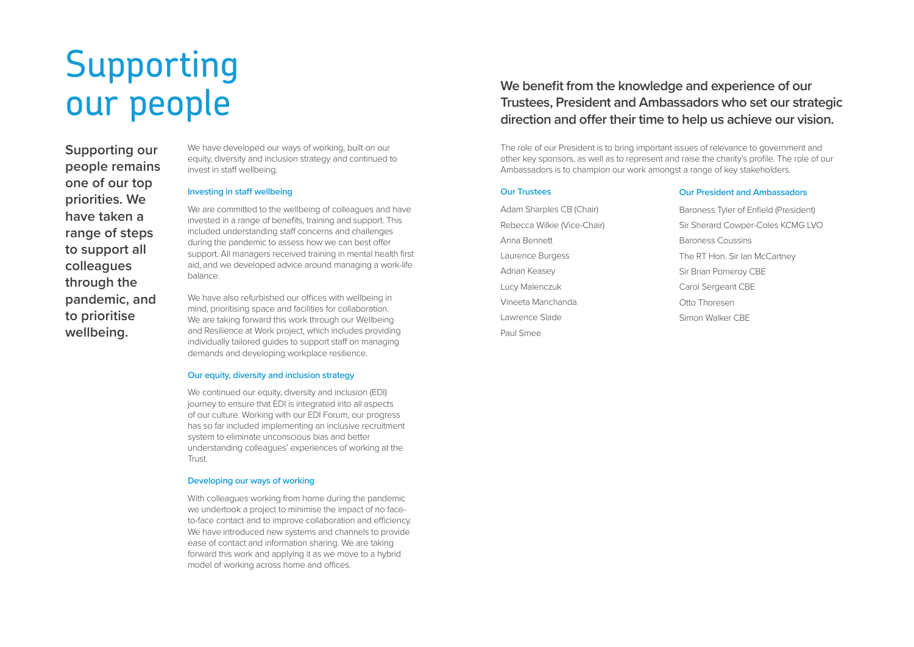# Supporting our people

**Supporting our people remains one of our top priorities. We have taken a range of steps to support all colleagues through the pandemic, and to prioritise wellbeing.**

We have developed our ways of working, built on our equity, diversity and inclusion strategy and continued to invest in staff wellbeing.

### Investing in staff wellbeing

We are committed to the wellbeing of colleagues and have invested in a range of benefits, training and support. This included understanding staff concerns and challenges during the pandemic to assess how we can best offer support. All managers received training in mental health first aid, and we developed advice around managing a work-life balance.

We have also refurbished our offices with wellbeing in mind, prioritising space and facilities for collaboration. We are taking forward this work through our Wellbeing and Resilience at Work project, which includes providing individually tailored guides to support staff on managing demands and developing workplace resilience.

### Our equity, diversity and inclusion strategy

We continued our equity, diversity and inclusion (EDI) journey to ensure that EDI is integrated into all aspects of our culture. Working with our EDI Forum, our progress has so far included implementing an inclusive recruitment system to eliminate unconscious bias and better understanding colleagues' experiences of working at the Trust.

### Developing our ways of working

With colleagues working from home during the pandemic we undertook a project to minimise the impact of no face-to-face contact and to improve collaboration and efficiency. We have introduced new systems and channels to provide ease of contact and information sharing. We are taking forward this work and applying it as we move to a hybrid model of working across home and offices.

## We benefit from the knowledge and experience of our Trustees, President and Ambassadors who set our strategic direction and offer their time to help us achieve our vision.

The role of our President is to bring important issues of relevance to government and other key sponsors, as well as to represent and raise the charity's profile. The role of our Ambassadors is to champion our work amongst a range of key stakeholders.

### Our Trustees

Adam Sharples CB (Chair)
Rebecca Wilkie (Vice-Chair)
Anna Bennett
Laurence Burgess
Adrian Keasey
Lucy Malenczuk
Vineeta Manchanda
Lawrence Slade
Paul Smee

### Our President and Ambassadors

Baroness Tyler of Enfield (President)
Sir Sherard Cowper-Coles KCMG LVO
Baroness Coussins
The RT Hon. Sir Ian McCartney
Sir Brian Pomeroy CBE
Carol Sergeant CBE
Otto Thoresen
Simon Walker CBE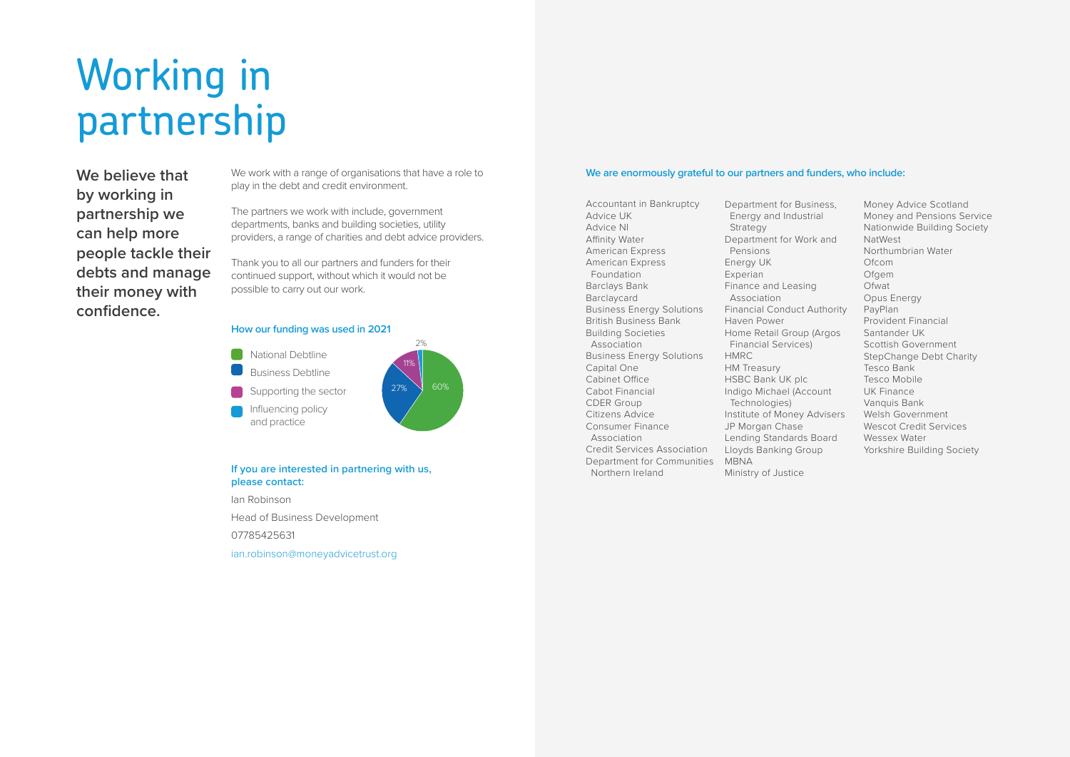# Working in partnership

**We believe that by working in partnership we can help more people tackle their debts and manage their money with confidence.**

We work with a range of organisations that have a role to play in the debt and credit environment.

The partners we work with include, government departments, banks and building societies, utility providers, a range of charities and debt advice providers.

Thank you to all our partners and funders for their continued support, without which it would not be possible to carry out our work.

### How our funding was used in 2021

| Area | Share |
|---|---|
| National Debtline | 60% |
| Business Debtline | 27% |
| Supporting the sector | 11% |
| Influencing policy and practice | 2% |

### If you are interested in partnering with us, please contact:

Ian Robinson

Head of Business Development

07785425631

ian.robinson@moneyadvicetrust.org

### We are enormously grateful to our partners and funders, who include:

Accountant in Bankruptcy
Advice UK
Advice NI
Affinity Water
American Express
American Express Foundation
Barclays Bank
Barclaycard
Business Energy Solutions
British Business Bank
Building Societies Association
Business Energy Solutions
Capital One
Cabinet Office
Cabot Financial
CDER Group
Citizens Advice
Consumer Finance Association
Credit Services Association
Department for Communities Northern Ireland
Department for Business, Energy and Industrial Strategy
Department for Work and Pensions
Energy UK
Experian
Finance and Leasing Association
Financial Conduct Authority
Haven Power
Home Retail Group (Argos Financial Services)
HMRC
HM Treasury
HSBC Bank UK plc
Indigo Michael (Account Technologies)
Institute of Money Advisers
JP Morgan Chase
Lending Standards Board
Lloyds Banking Group
MBNA
Ministry of Justice
Money Advice Scotland
Money and Pensions Service
Nationwide Building Society
NatWest
Northumbrian Water
Ofcom
Ofgem
Ofwat
Opus Energy
PayPlan
Provident Financial
Santander UK
Scottish Government
StepChange Debt Charity
Tesco Bank
Tesco Mobile
UK Finance
Vanquis Bank
Welsh Government
Wescot Credit Services
Wessex Water
Yorkshire Building Society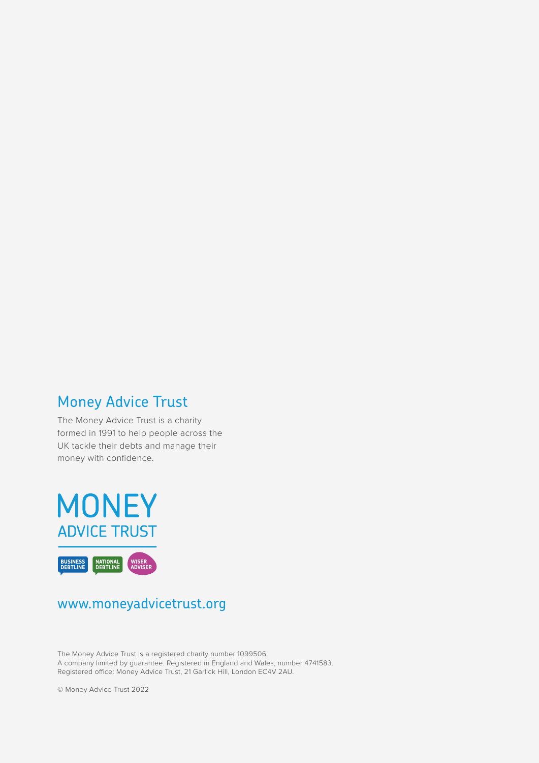## Money Advice Trust

The Money Advice Trust is a charity formed in 1991 to help people across the UK tackle their debts and manage their money with confidence.

MONEY
ADVICE TRUST

BUSINESS DEBTLINE NATIONAL DEBTLINE WISER ADVISER

www.moneyadvicetrust.org

The Money Advice Trust is a registered charity number 1099506.
A company limited by guarantee. Registered in England and Wales, number 4741583.
Registered office: Money Advice Trust, 21 Garlick Hill, London EC4V 2AU.

© Money Advice Trust 2022